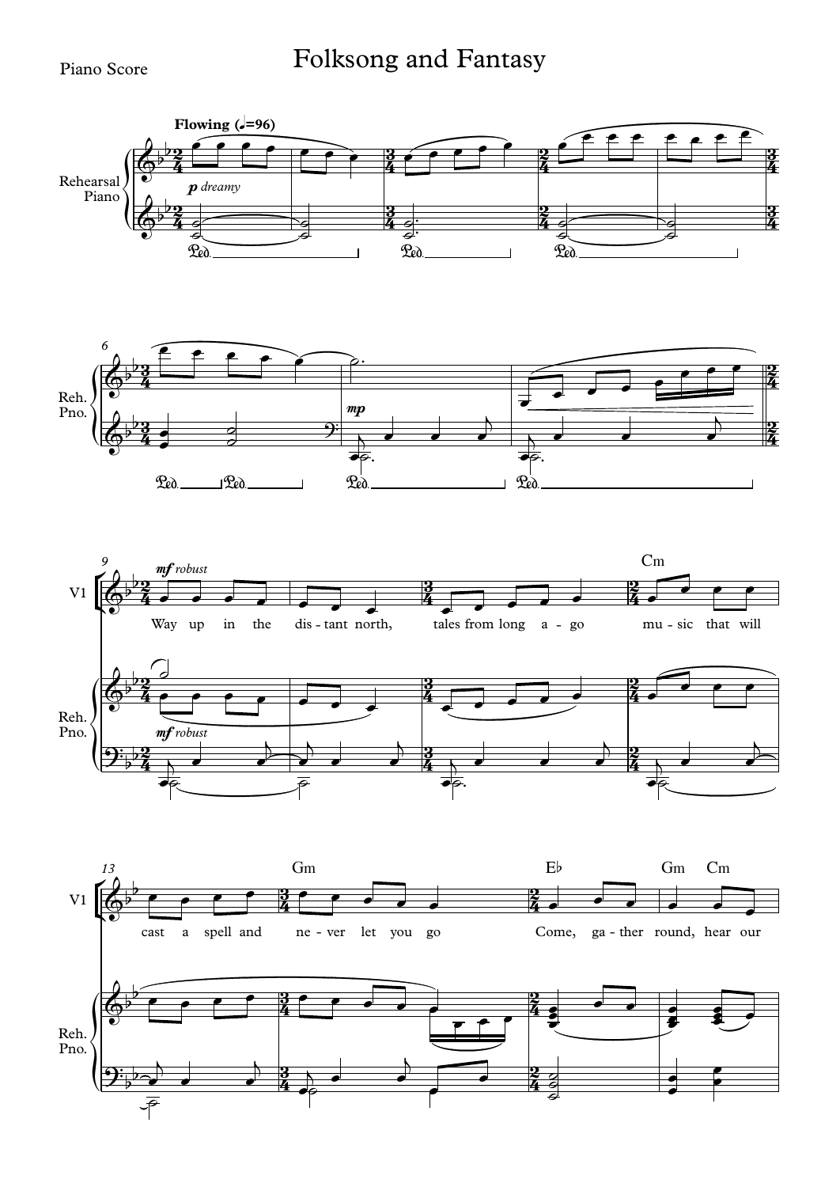Piano Score

# Folksong and Fantasy

**Flowing** (♩.=96)

*p dreamy*

*mp*

*mf robust*

Way up in the dis - tant north, tales from long a - go mu - sic that will cast a spell and ne - ver let you go Come, ga - ther round, hear our

Cm Gm E♭ Gm Cm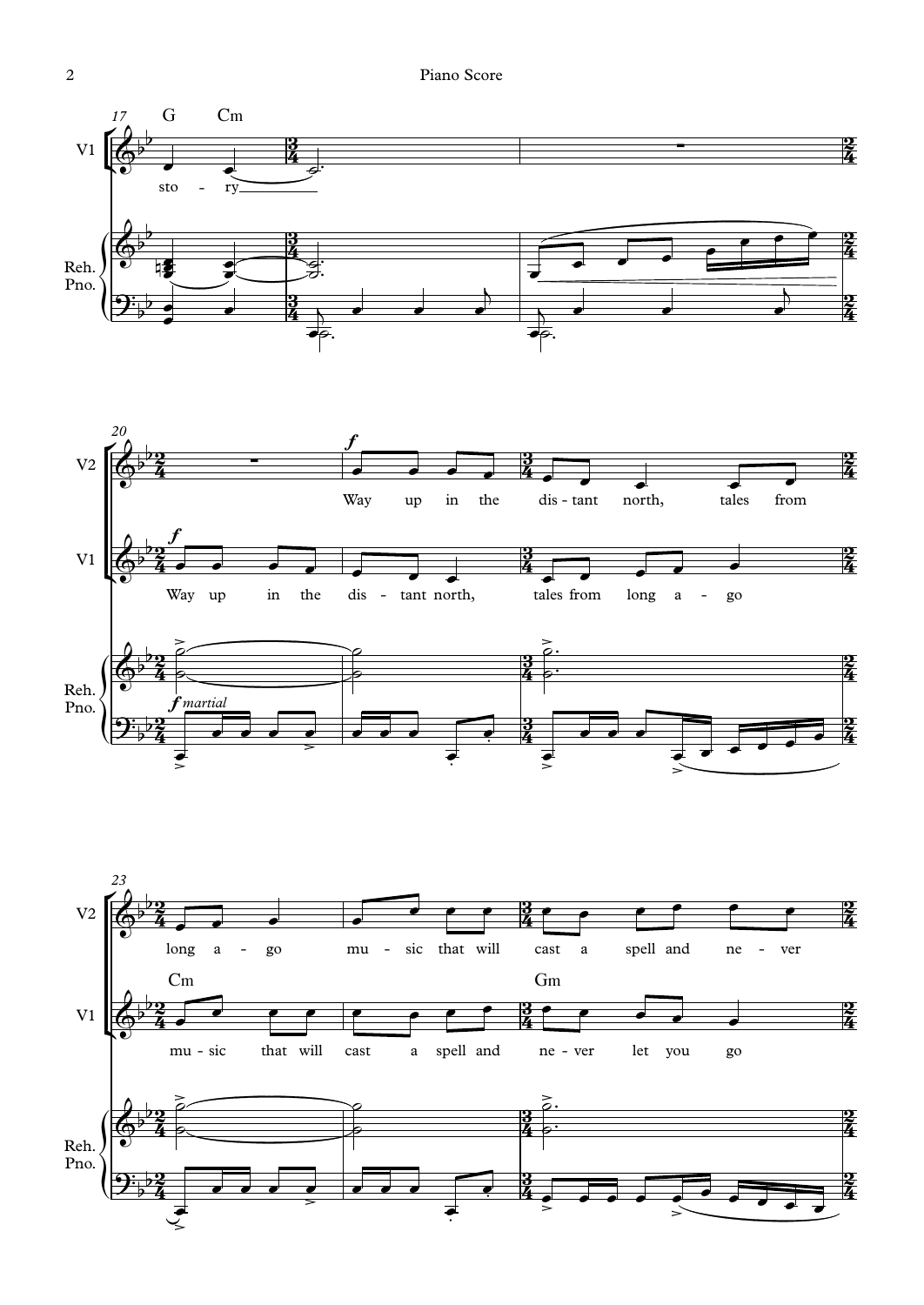V1: G Cm — sto - ry

V2: Way up in the dis - tant north, tales from long a - go mu - sic that will cast a spell and ne - ver

V1: Way up in the dis - tant north, tales from long a - go

V1: Cm — mu - sic that will cast a spell and — Gm — ne - ver let you go

Reh. Pno.: *f martial*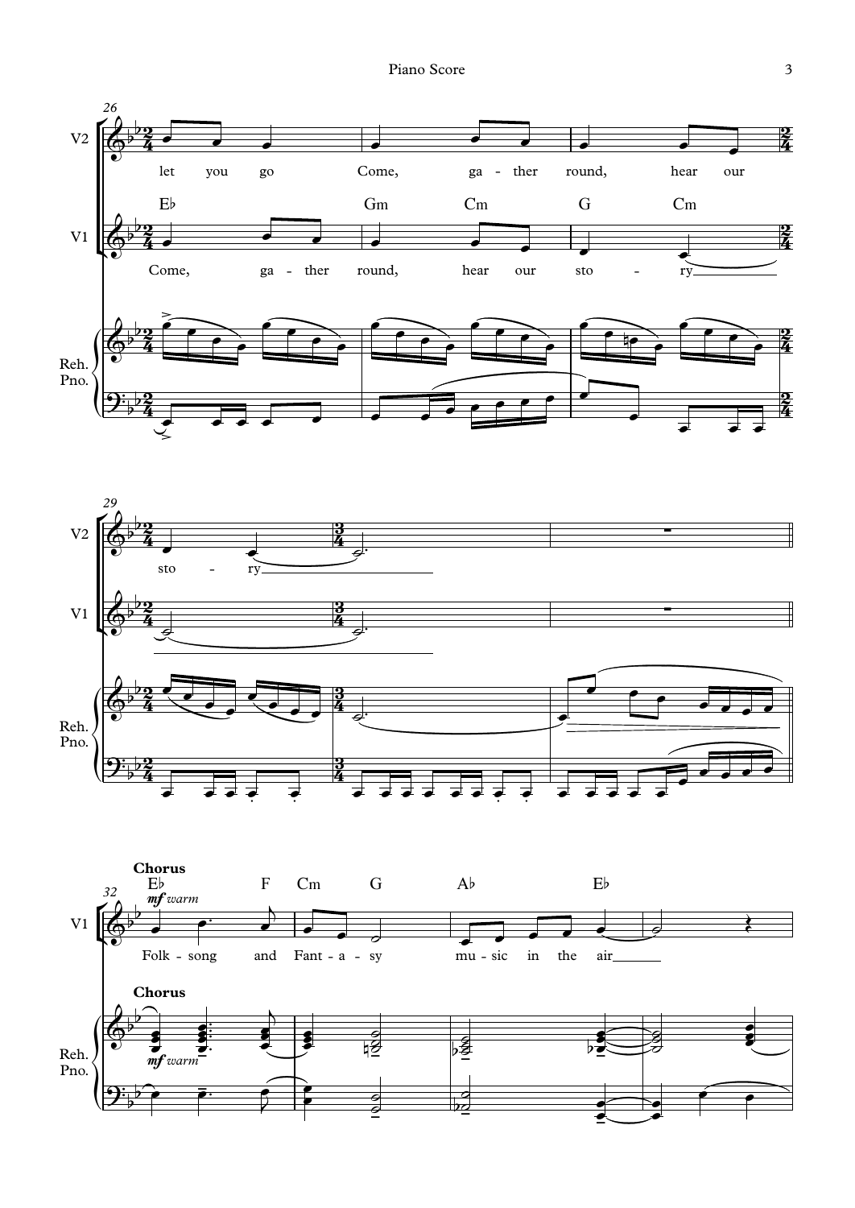**26**

V2: let you go · Come, ga - ther round, hear our

V1: Come, ga - ther round, hear our sto - ry

Chords: E♭ · Gm · Cm · G · Cm

Reh. Pno.

**29**

V2: sto - ry

V1: (held)

Reh. Pno.

**32**

## Chorus

Chords: E♭ · F · Cm · G · A♭ · E♭

*mf warm*

V1: Folk - song and Fant - a - sy mu - sic in the air

Reh. Pno. — **Chorus** — *mf warm*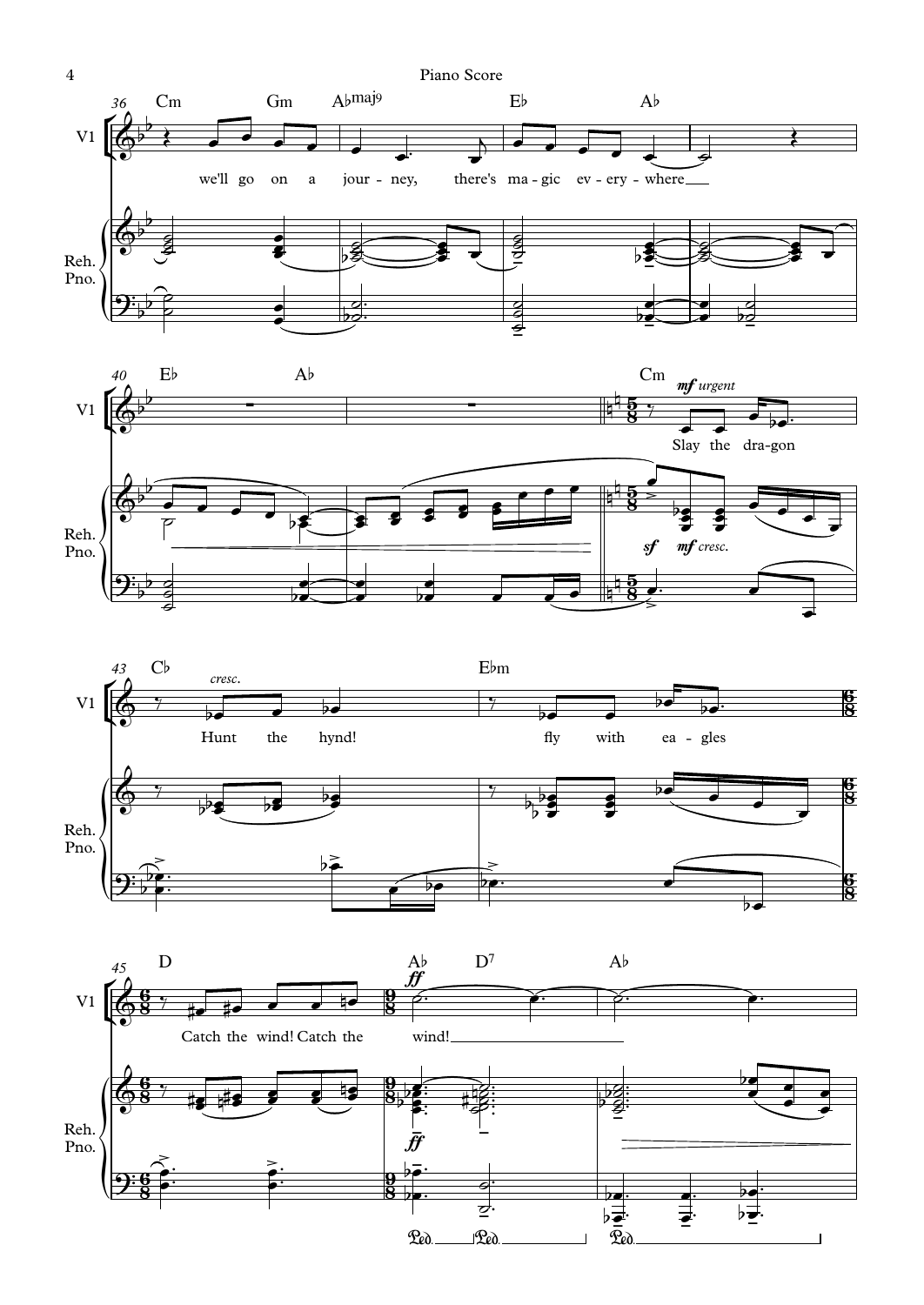36 Cm Gm A♭maj9 E♭ A♭

V1: we'll go on a jour - ney, there's ma - gic ev - ery - where

Reh. Pno.

40 E♭ A♭ Cm

V1: *mf urgent* Slay the dra-gon

Reh. Pno.: *sf* *mf cresc.*

43 C♭ E♭m

V1: *cresc.* Hunt the hynd! fly with ea - gles

Reh. Pno.

45 D A♭ D7 A♭

V1: Catch the wind! Catch the *ff* wind!

Reh. Pno.: *ff*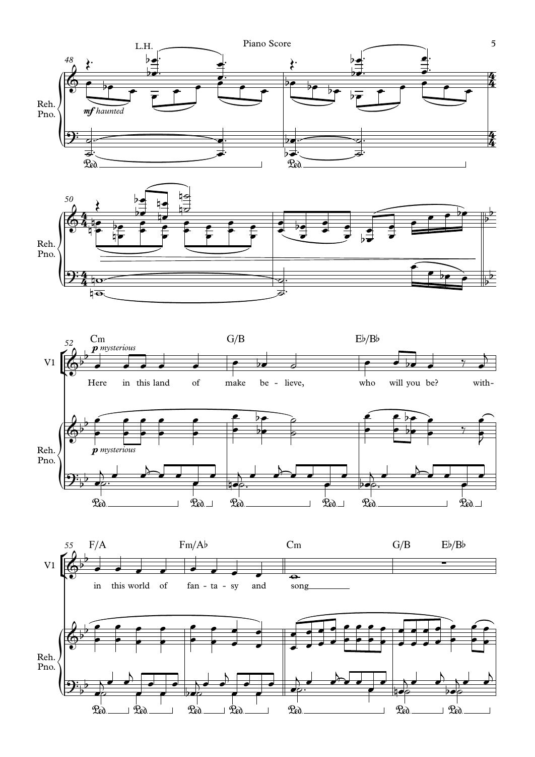L.H.

*mf haunted*

Reh. Pno.

Cm — G/B — E♭/B♭

*p mysterious*

V1: Here in this land of make be - lieve, who will you be? with-

F/A — Fm/A♭ — Cm — G/B — E♭/B♭

V1: in this world of fan - ta - sy and song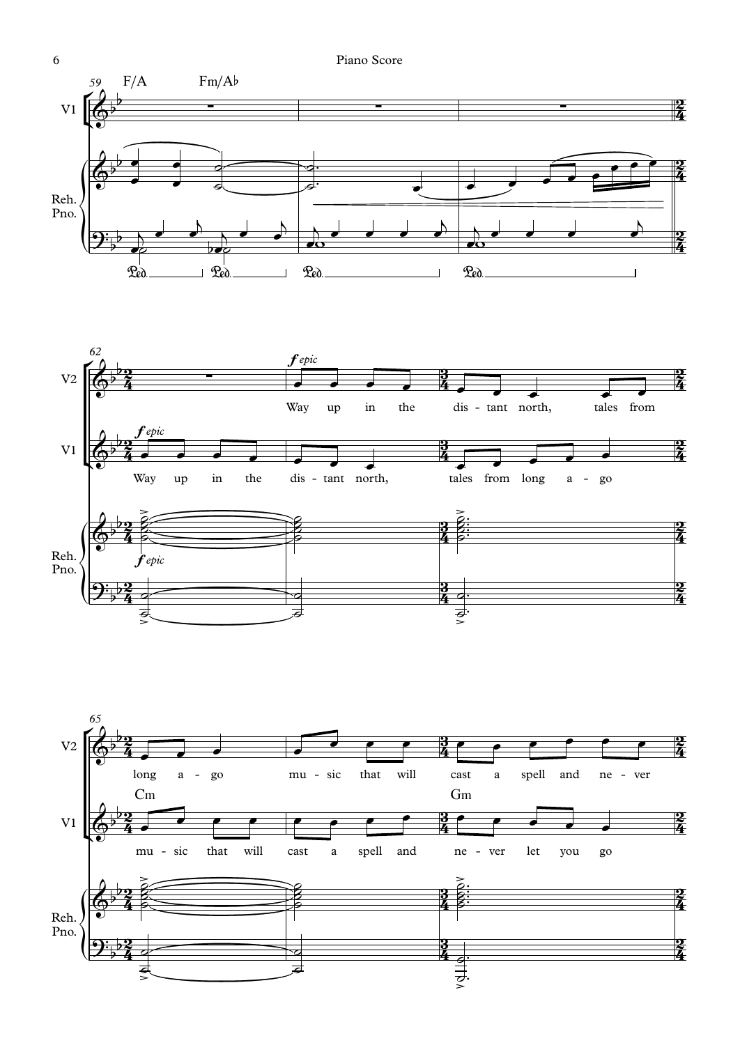59 F/A Fm/A♭

V1

Reh. Pno.

62

*f epic*

V2: Way up in the dis - tant north, tales from

V1: Way up in the dis - tant north, tales from long a - go

65

V2: long a - go mu - sic that will cast a spell and ne - ver

Cm Gm

V1: mu - sic that will cast a spell and ne - ver let you go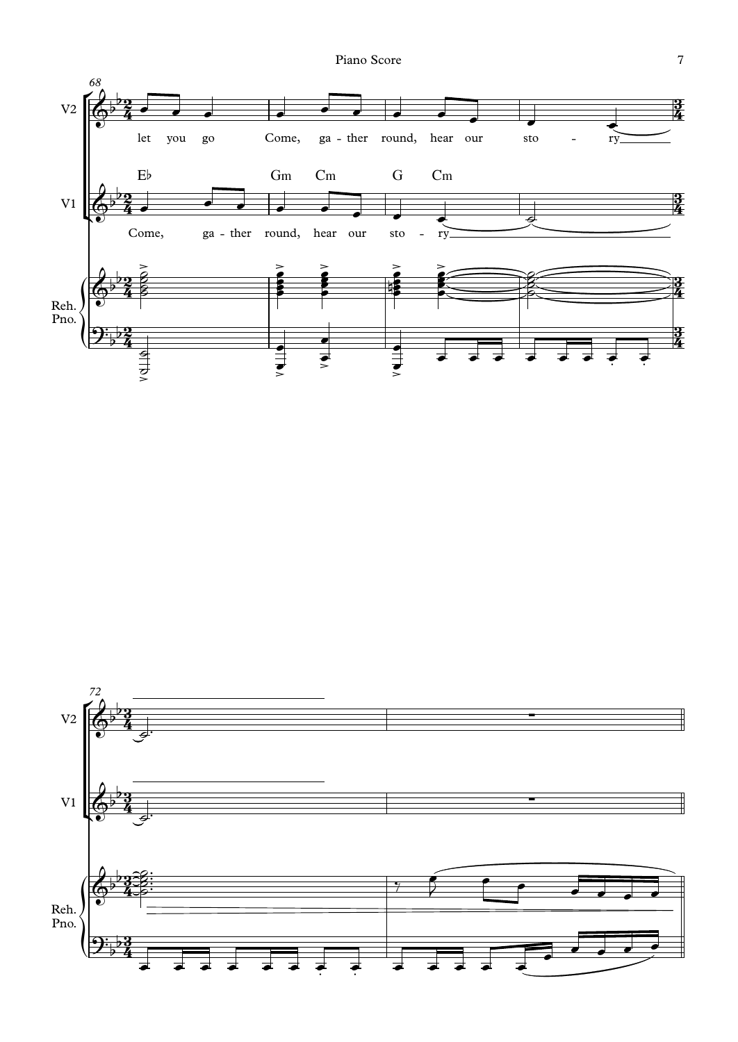V2: let you go Come, ga - ther round, hear our sto - ry

Eb Gm Cm G Cm

V1: Come, ga - ther round, hear our sto - ry

Reh. Pno.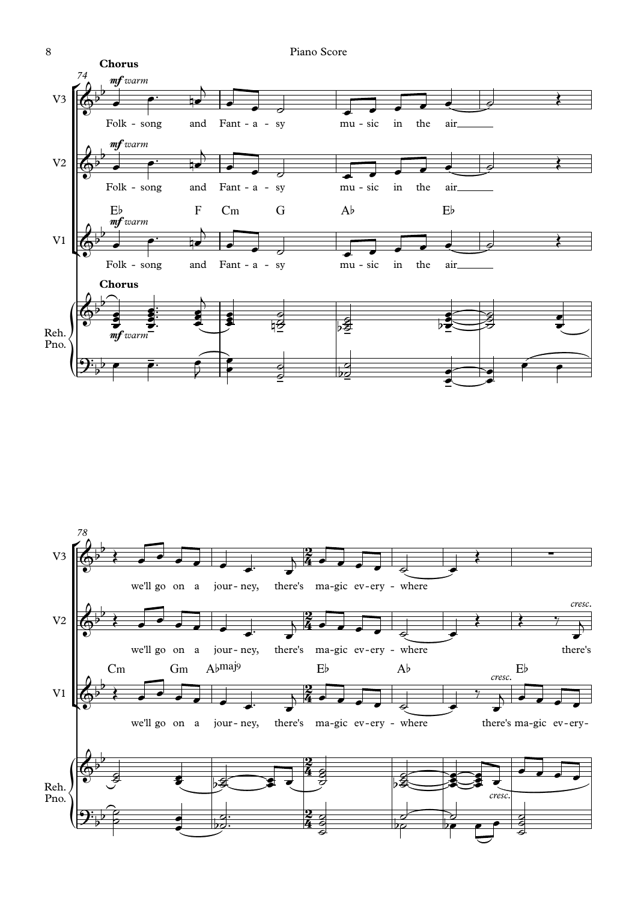**Chorus**

*mf warm*

Folk - song and Fant - a - sy mu - sic in the air

E♭ F Cm G A♭ E♭

we'll go on a jour - ney, there's ma - gic ev - ery - where

there's ma - gic ev - ery -

Cm Gm A♭maj9 E♭ A♭ E♭

*cresc.*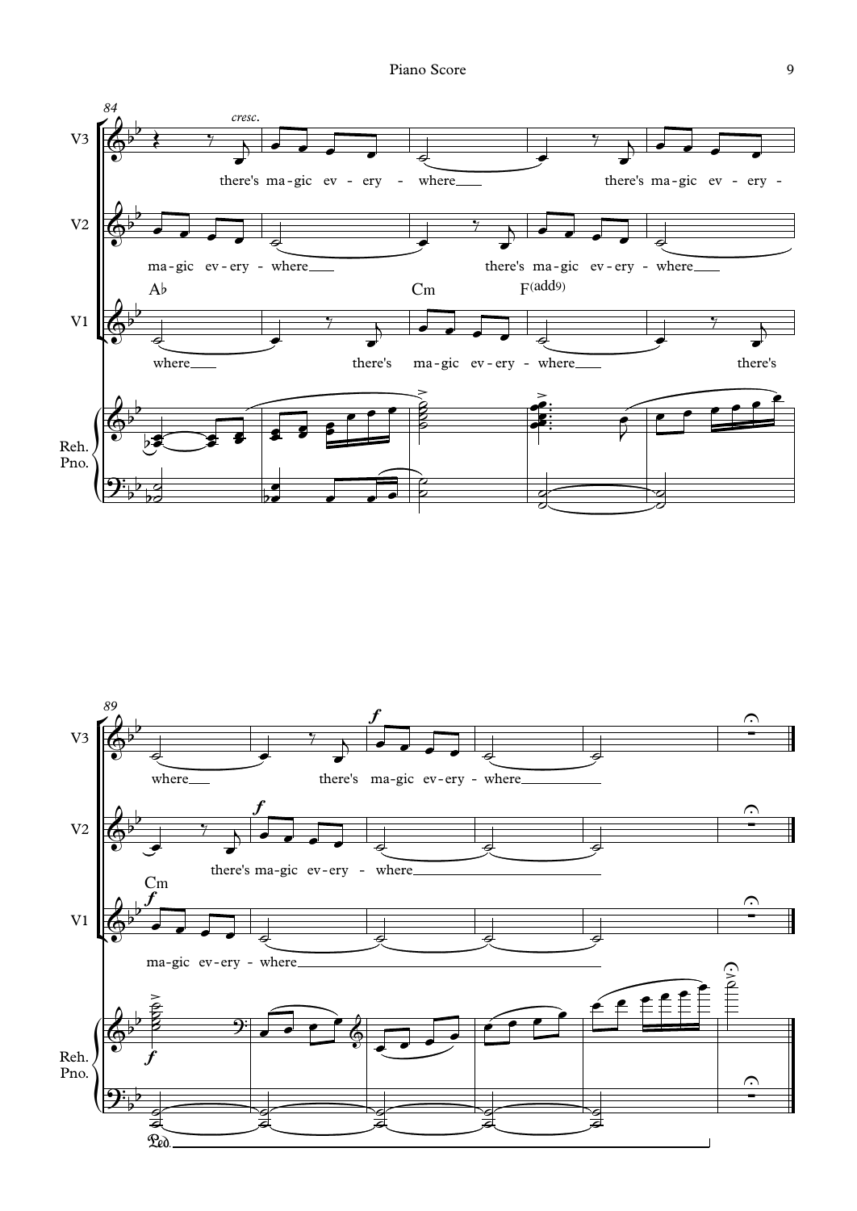84

V3: there's ma-gic ev - ery - where there's ma-gic ev - ery -

V2: ma-gic ev-ery - where there's ma-gic ev-ery - where

A♭ Cm F(add9)

V1: where there's ma-gic ev-ery - where there's

Reh. Pno.

89

V3: where there's ma-gic ev-ery - where

V2: there's ma-gic ev-ery - where

Cm

V1: ma-gic ev-ery - where

Reh. Pno.